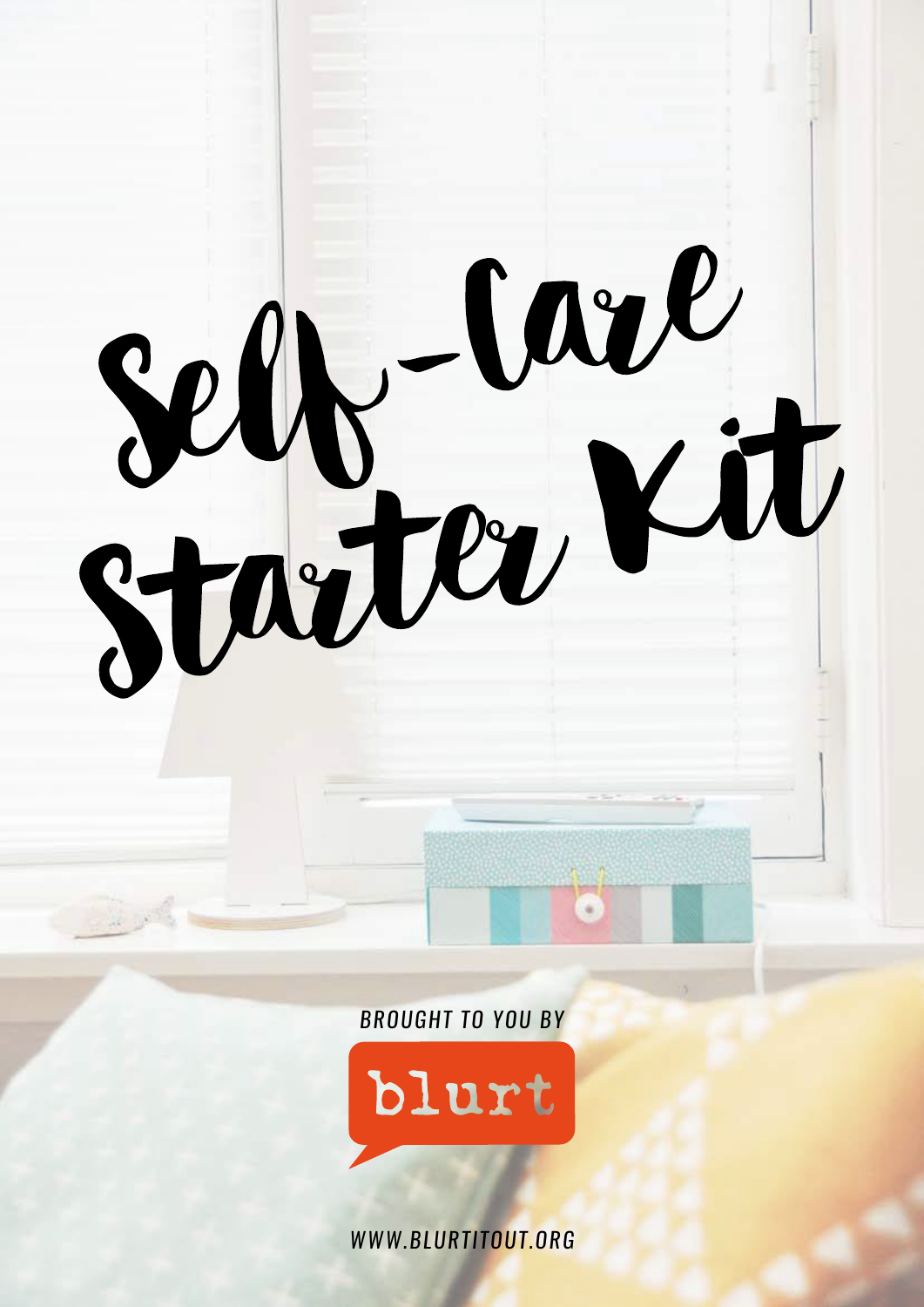# Self-Care Starter Kit

*BROUGHT TO YOU BY*

blurt

*WWW.BLURTITOUT.ORG*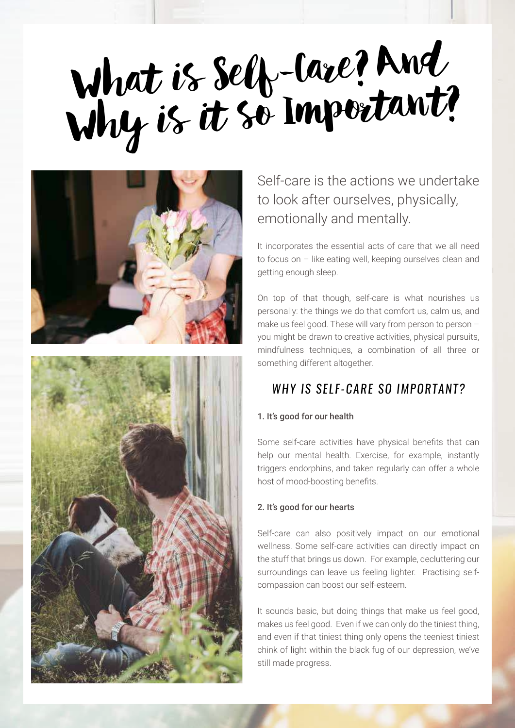# What is Self-Care? And Why is it So Important?

Self-care is the actions we undertake to look after ourselves, physically, emotionally and mentally.

It incorporates the essential acts of care that we all need to focus on – like eating well, keeping ourselves clean and getting enough sleep.

On top of that though, self-care is what nourishes us personally: the things we do that comfort us, calm us, and make us feel good. These will vary from person to person – you might be drawn to creative activities, physical pursuits, mindfulness techniques, a combination of all three or something different altogether.

## *WHY IS SELF-CARE SO IMPORTANT?*

**1. It's good for our health**

Some self-care activities have physical benefits that can help our mental health. Exercise, for example, instantly triggers endorphins, and taken regularly can offer a whole host of mood-boosting benefits.

**2. It's good for our hearts**

Self-care can also positively impact on our emotional wellness. Some self-care activities can directly impact on the stuff that brings us down. For example, decluttering our surroundings can leave us feeling lighter. Practising self-compassion can boost our self-esteem.

It sounds basic, but doing things that make us feel good, makes us feel good. Even if we can only do the tiniest thing, and even if that tiniest thing only opens the teeniest-tiniest chink of light within the black fug of our depression, we've still made progress.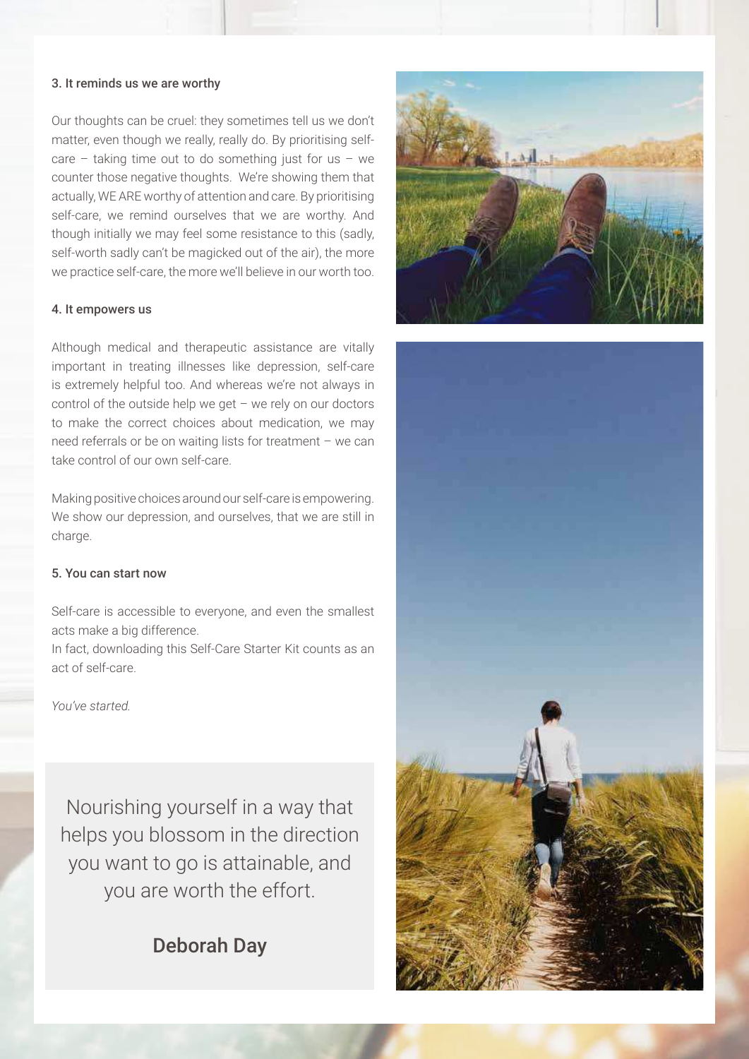### 3. It reminds us we are worthy

Our thoughts can be cruel: they sometimes tell us we don't matter, even though we really, really do. By prioritising self-care – taking time out to do something just for us – we counter those negative thoughts. We're showing them that actually, WE ARE worthy of attention and care. By prioritising self-care, we remind ourselves that we are worthy. And though initially we may feel some resistance to this (sadly, self-worth sadly can't be magicked out of the air), the more we practice self-care, the more we'll believe in our worth too.

### 4. It empowers us

Although medical and therapeutic assistance are vitally important in treating illnesses like depression, self-care is extremely helpful too. And whereas we're not always in control of the outside help we get – we rely on our doctors to make the correct choices about medication, we may need referrals or be on waiting lists for treatment – we can take control of our own self-care.

Making positive choices around our self-care is empowering. We show our depression, and ourselves, that we are still in charge.

### 5. You can start now

Self-care is accessible to everyone, and even the smallest acts make a big difference.
In fact, downloading this Self-Care Starter Kit counts as an act of self-care.

*You've started.*

> Nourishing yourself in a way that helps you blossom in the direction you want to go is attainable, and you are worth the effort.
>
> **Deborah Day**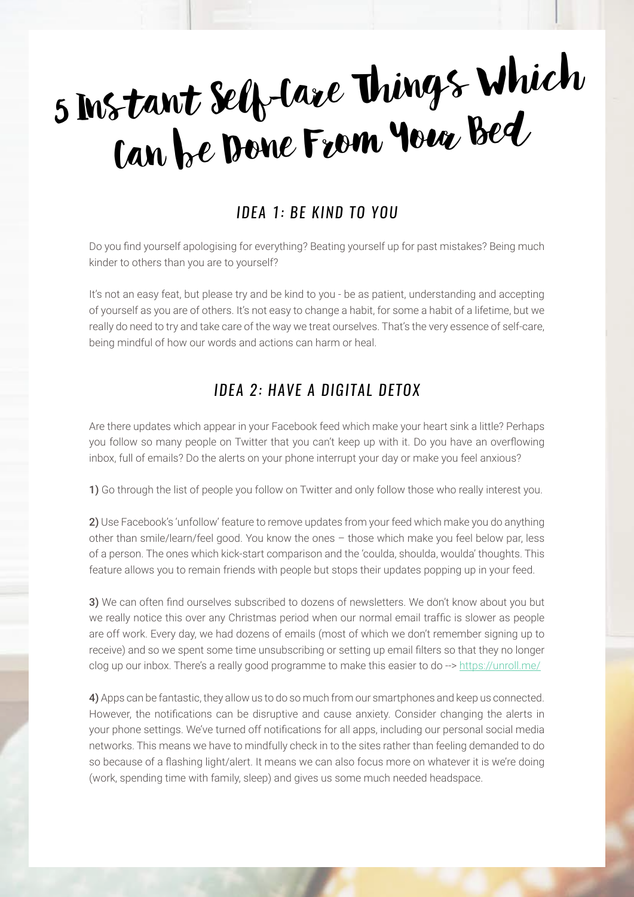# 5 Instant Self-Care Things Which Can be Done From Your Bed

## *IDEA 1: BE KIND TO YOU*

Do you find yourself apologising for everything? Beating yourself up for past mistakes? Being much kinder to others than you are to yourself?

It's not an easy feat, but please try and be kind to you - be as patient, understanding and accepting of yourself as you are of others. It's not easy to change a habit, for some a habit of a lifetime, but we really do need to try and take care of the way we treat ourselves. That's the very essence of self-care, being mindful of how our words and actions can harm or heal.

## *IDEA 2: HAVE A DIGITAL DETOX*

Are there updates which appear in your Facebook feed which make your heart sink a little? Perhaps you follow so many people on Twitter that you can't keep up with it. Do you have an overflowing inbox, full of emails? Do the alerts on your phone interrupt your day or make you feel anxious?

**1)** Go through the list of people you follow on Twitter and only follow those who really interest you.

**2)** Use Facebook's 'unfollow' feature to remove updates from your feed which make you do anything other than smile/learn/feel good. You know the ones – those which make you feel below par, less of a person. The ones which kick-start comparison and the 'coulda, shoulda, woulda' thoughts. This feature allows you to remain friends with people but stops their updates popping up in your feed.

**3)** We can often find ourselves subscribed to dozens of newsletters. We don't know about you but we really notice this over any Christmas period when our normal email traffic is slower as people are off work. Every day, we had dozens of emails (most of which we don't remember signing up to receive) and so we spent some time unsubscribing or setting up email filters so that they no longer clog up our inbox. There's a really good programme to make this easier to do --> [https://unroll.me/](https://unroll.me/)

**4)** Apps can be fantastic, they allow us to do so much from our smartphones and keep us connected. However, the notifications can be disruptive and cause anxiety. Consider changing the alerts in your phone settings. We've turned off notifications for all apps, including our personal social media networks. This means we have to mindfully check in to the sites rather than feeling demanded to do so because of a flashing light/alert. It means we can also focus more on whatever it is we're doing (work, spending time with family, sleep) and gives us some much needed headspace.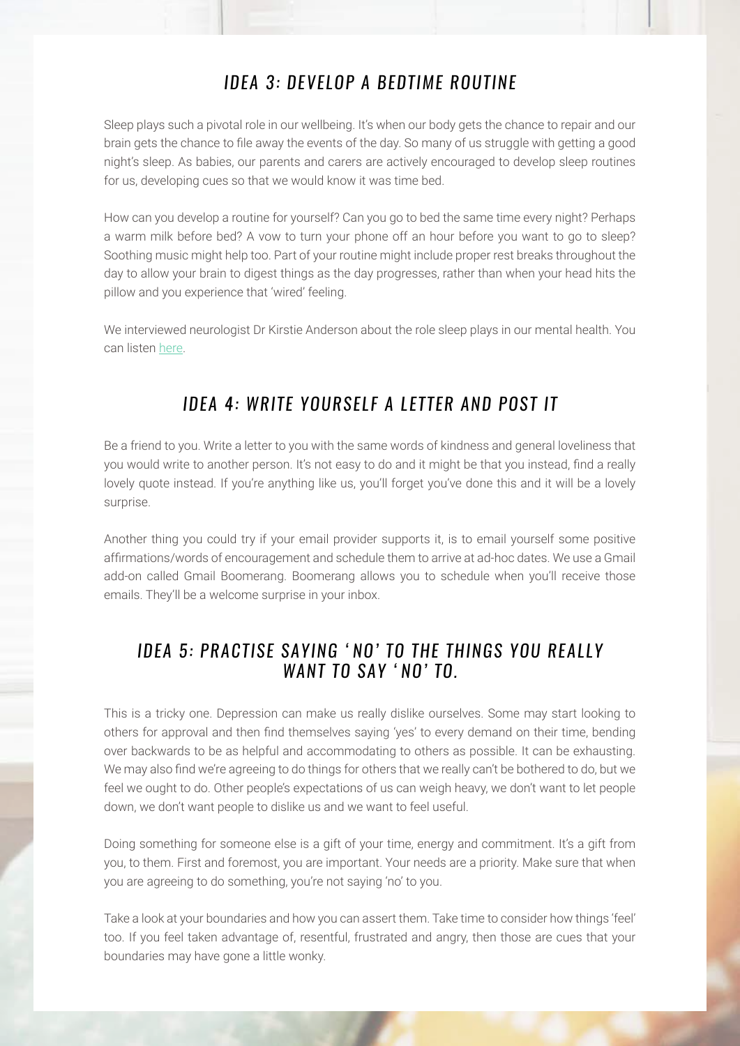## *IDEA 3: DEVELOP A BEDTIME ROUTINE*

Sleep plays such a pivotal role in our wellbeing. It's when our body gets the chance to repair and our brain gets the chance to file away the events of the day. So many of us struggle with getting a good night's sleep. As babies, our parents and carers are actively encouraged to develop sleep routines for us, developing cues so that we would know it was time bed.

How can you develop a routine for yourself? Can you go to bed the same time every night? Perhaps a warm milk before bed? A vow to turn your phone off an hour before you want to go to sleep? Soothing music might help too. Part of your routine might include proper rest breaks throughout the day to allow your brain to digest things as the day progresses, rather than when your head hits the pillow and you experience that 'wired' feeling.

We interviewed neurologist Dr Kirstie Anderson about the role sleep plays in our mental health. You can listen here.

## *IDEA 4: WRITE YOURSELF A LETTER AND POST IT*

Be a friend to you. Write a letter to you with the same words of kindness and general loveliness that you would write to another person. It's not easy to do and it might be that you instead, find a really lovely quote instead. If you're anything like us, you'll forget you've done this and it will be a lovely surprise.

Another thing you could try if your email provider supports it, is to email yourself some positive affirmations/words of encouragement and schedule them to arrive at ad-hoc dates. We use a Gmail add-on called Gmail Boomerang. Boomerang allows you to schedule when you'll receive those emails. They'll be a welcome surprise in your inbox.

## *IDEA 5: PRACTISE SAYING 'NO' TO THE THINGS YOU REALLY WANT TO SAY 'NO' TO.*

This is a tricky one. Depression can make us really dislike ourselves. Some may start looking to others for approval and then find themselves saying 'yes' to every demand on their time, bending over backwards to be as helpful and accommodating to others as possible. It can be exhausting. We may also find we're agreeing to do things for others that we really can't be bothered to do, but we feel we ought to do. Other people's expectations of us can weigh heavy, we don't want to let people down, we don't want people to dislike us and we want to feel useful.

Doing something for someone else is a gift of your time, energy and commitment. It's a gift from you, to them. First and foremost, you are important. Your needs are a priority. Make sure that when you are agreeing to do something, you're not saying 'no' to you.

Take a look at your boundaries and how you can assert them. Take time to consider how things 'feel' too. If you feel taken advantage of, resentful, frustrated and angry, then those are cues that your boundaries may have gone a little wonky.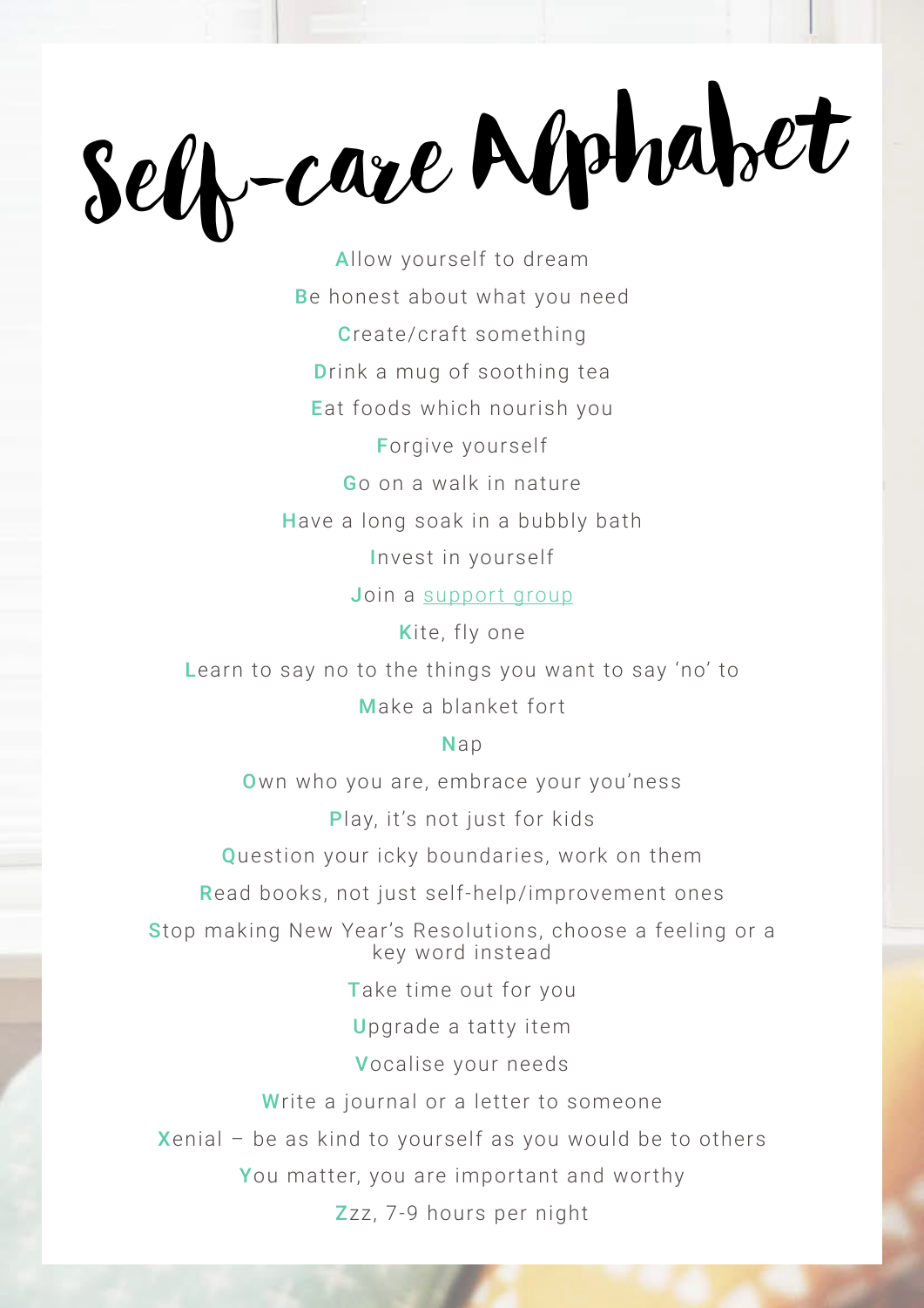# Self-care Alphabet

**A**llow yourself to dream

**B**e honest about what you need

**C**reate/craft something

**D**rink a mug of soothing tea

**E**at foods which nourish you

**F**orgive yourself

**G**o on a walk in nature

**H**ave a long soak in a bubbly bath

**I**nvest in yourself

**J**oin a support group

**K**ite, fly one

**L**earn to say no to the things you want to say 'no' to

**M**ake a blanket fort

**N**ap

**O**wn who you are, embrace your you'ness

**P**lay, it's not just for kids

**Q**uestion your icky boundaries, work on them

**R**ead books, not just self-help/improvement ones

**S**top making New Year's Resolutions, choose a feeling or a key word instead

**T**ake time out for you

**U**pgrade a tatty item

**V**ocalise your needs

**W**rite a journal or a letter to someone

**X**enial – be as kind to yourself as you would be to others

**Y**ou matter, you are important and worthy

**Z**zz, 7-9 hours per night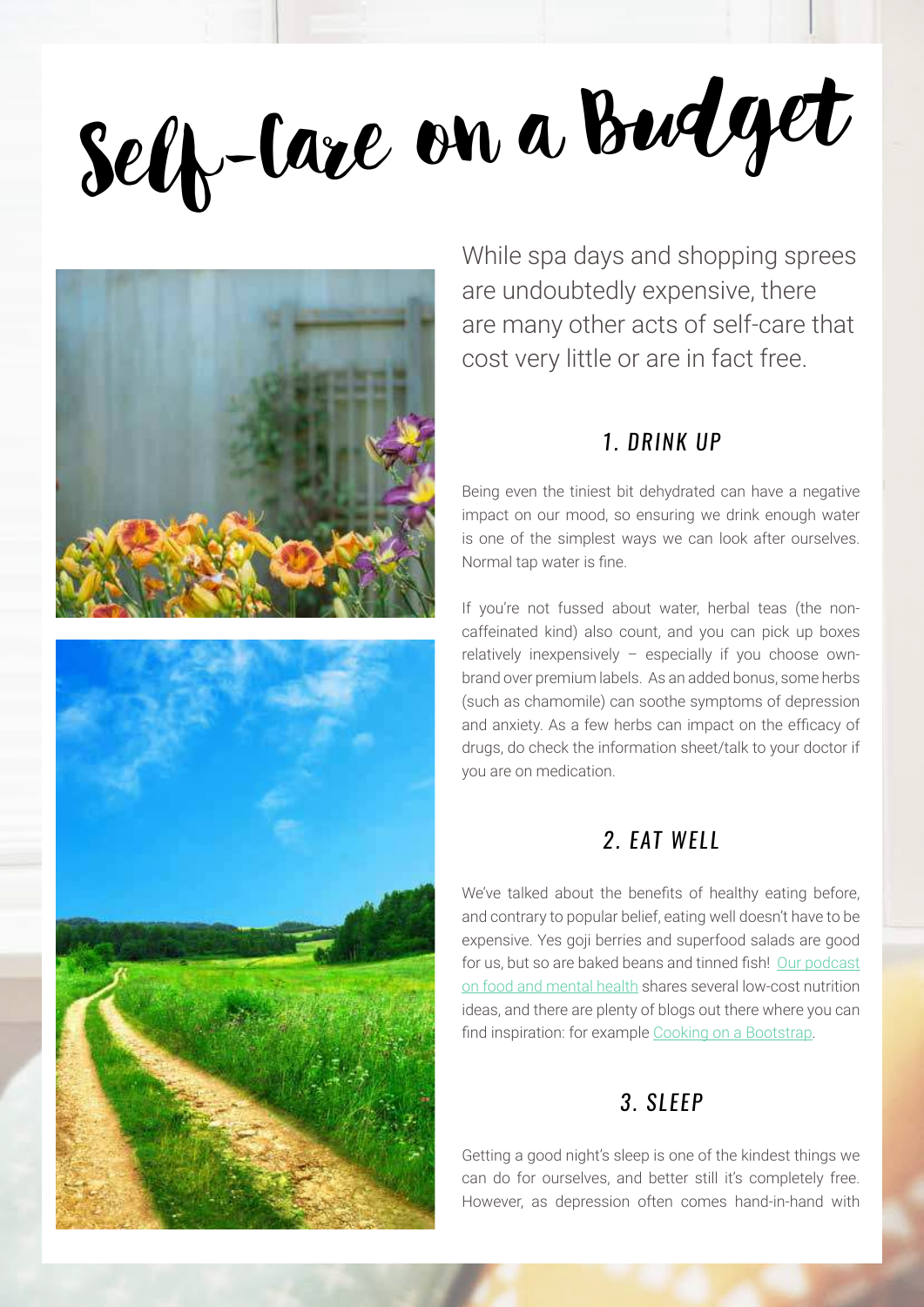# Self-Care on a Budget

While spa days and shopping sprees are undoubtedly expensive, there are many other acts of self-care that cost very little or are in fact free.

## *1. DRINK UP*

Being even the tiniest bit dehydrated can have a negative impact on our mood, so ensuring we drink enough water is one of the simplest ways we can look after ourselves. Normal tap water is fine.

If you're not fussed about water, herbal teas (the non-caffeinated kind) also count, and you can pick up boxes relatively inexpensively – especially if you choose own-brand over premium labels. As an added bonus, some herbs (such as chamomile) can soothe symptoms of depression and anxiety. As a few herbs can impact on the efficacy of drugs, do check the information sheet/talk to your doctor if you are on medication.

## *2. EAT WELL*

We've talked about the benefits of healthy eating before, and contrary to popular belief, eating well doesn't have to be expensive. Yes goji berries and superfood salads are good for us, but so are baked beans and tinned fish! Our podcast on food and mental health shares several low-cost nutrition ideas, and there are plenty of blogs out there where you can find inspiration: for example Cooking on a Bootstrap.

## *3. SLEEP*

Getting a good night's sleep is one of the kindest things we can do for ourselves, and better still it's completely free. However, as depression often comes hand-in-hand with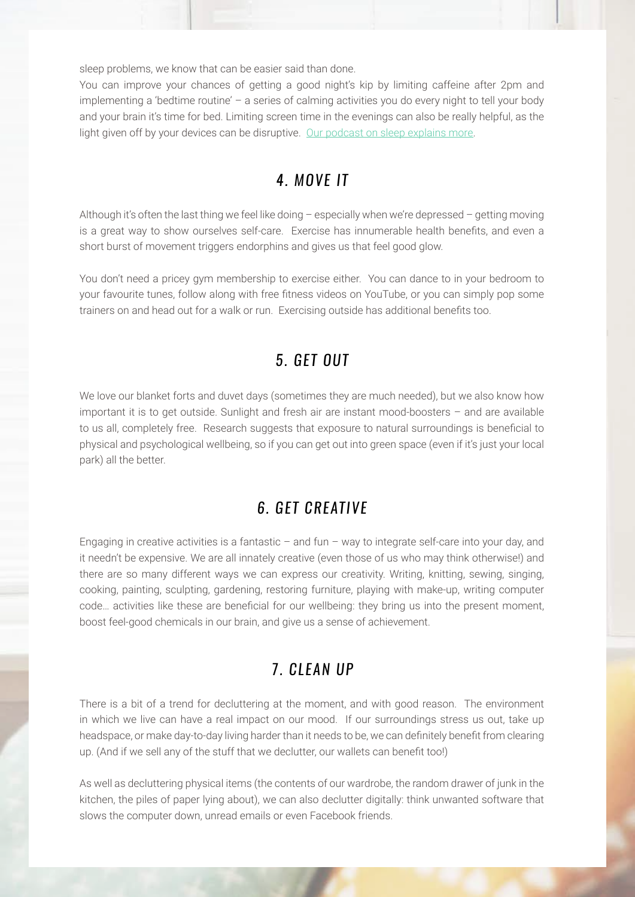sleep problems, we know that can be easier said than done.

You can improve your chances of getting a good night's kip by limiting caffeine after 2pm and implementing a 'bedtime routine' – a series of calming activities you do every night to tell your body and your brain it's time for bed. Limiting screen time in the evenings can also be really helpful, as the light given off by your devices can be disruptive. [Our podcast on sleep explains more](#).

## 4. MOVE IT

Although it's often the last thing we feel like doing – especially when we're depressed – getting moving is a great way to show ourselves self-care. Exercise has innumerable health benefits, and even a short burst of movement triggers endorphins and gives us that feel good glow.

You don't need a pricey gym membership to exercise either. You can dance to in your bedroom to your favourite tunes, follow along with free fitness videos on YouTube, or you can simply pop some trainers on and head out for a walk or run. Exercising outside has additional benefits too.

## 5. GET OUT

We love our blanket forts and duvet days (sometimes they are much needed), but we also know how important it is to get outside. Sunlight and fresh air are instant mood-boosters – and are available to us all, completely free. Research suggests that exposure to natural surroundings is beneficial to physical and psychological wellbeing, so if you can get out into green space (even if it's just your local park) all the better.

## 6. GET CREATIVE

Engaging in creative activities is a fantastic – and fun – way to integrate self-care into your day, and it needn't be expensive. We are all innately creative (even those of us who may think otherwise!) and there are so many different ways we can express our creativity. Writing, knitting, sewing, singing, cooking, painting, sculpting, gardening, restoring furniture, playing with make-up, writing computer code… activities like these are beneficial for our wellbeing: they bring us into the present moment, boost feel-good chemicals in our brain, and give us a sense of achievement.

## 7. CLEAN UP

There is a bit of a trend for decluttering at the moment, and with good reason. The environment in which we live can have a real impact on our mood. If our surroundings stress us out, take up headspace, or make day-to-day living harder than it needs to be, we can definitely benefit from clearing up. (And if we sell any of the stuff that we declutter, our wallets can benefit too!)

As well as decluttering physical items (the contents of our wardrobe, the random drawer of junk in the kitchen, the piles of paper lying about), we can also declutter digitally: think unwanted software that slows the computer down, unread emails or even Facebook friends.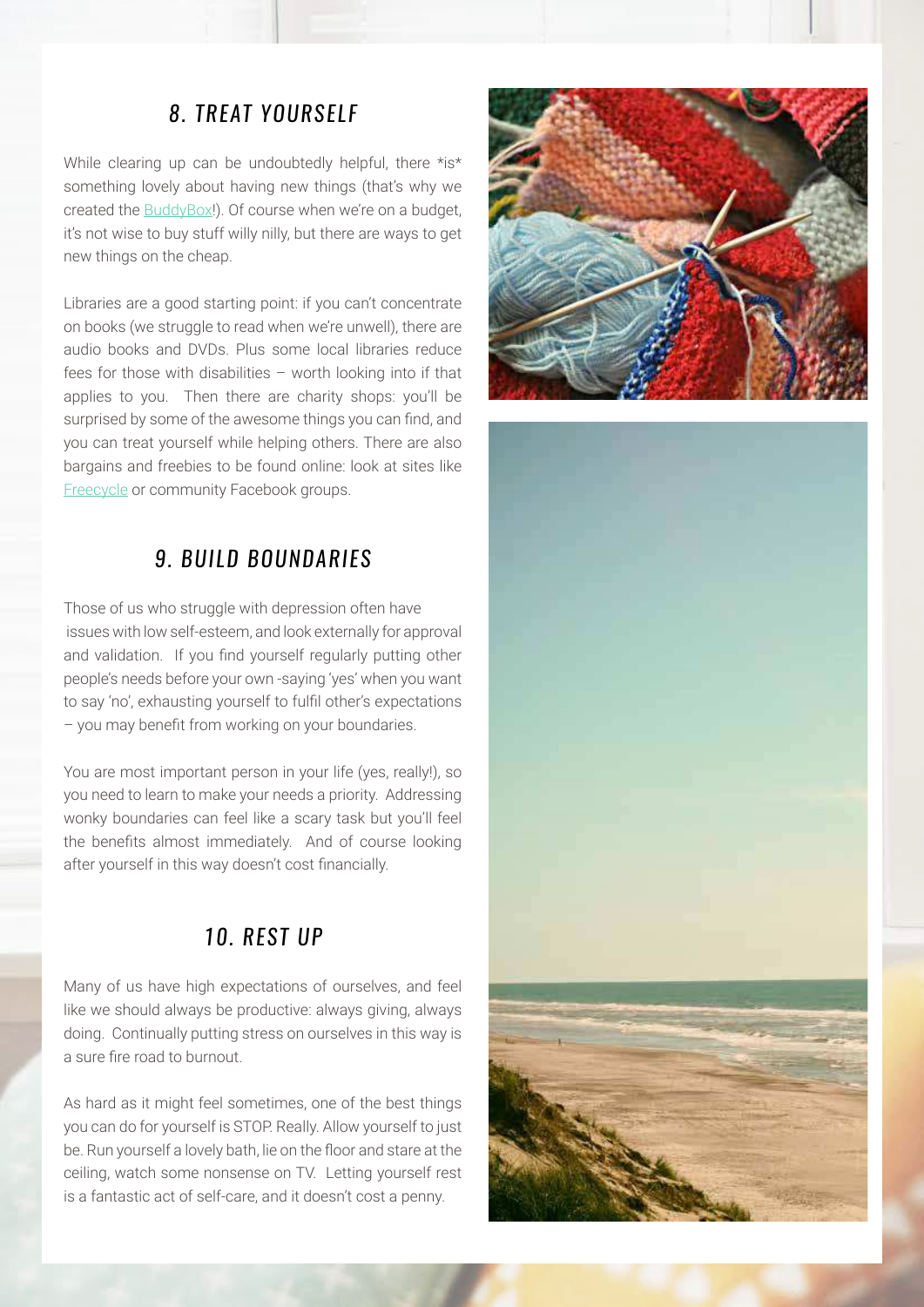## *8. TREAT YOURSELF*

While clearing up can be undoubtedly helpful, there *is* something lovely about having new things (that's why we created the BuddyBox!). Of course when we're on a budget, it's not wise to buy stuff willy nilly, but there are ways to get new things on the cheap.

Libraries are a good starting point: if you can't concentrate on books (we struggle to read when we're unwell), there are audio books and DVDs. Plus some local libraries reduce fees for those with disabilities – worth looking into if that applies to you. Then there are charity shops: you'll be surprised by some of the awesome things you can find, and you can treat yourself while helping others. There are also bargains and freebies to be found online: look at sites like Freecycle or community Facebook groups.

## *9. BUILD BOUNDARIES*

Those of us who struggle with depression often have issues with low self-esteem, and look externally for approval and validation. If you find yourself regularly putting other people's needs before your own -saying 'yes' when you want to say 'no', exhausting yourself to fulfil other's expectations – you may benefit from working on your boundaries.

You are most important person in your life (yes, really!), so you need to learn to make your needs a priority. Addressing wonky boundaries can feel like a scary task but you'll feel the benefits almost immediately. And of course looking after yourself in this way doesn't cost financially.

## *10. REST UP*

Many of us have high expectations of ourselves, and feel like we should always be productive: always giving, always doing. Continually putting stress on ourselves in this way is a sure fire road to burnout.

As hard as it might feel sometimes, one of the best things you can do for yourself is STOP. Really. Allow yourself to just be. Run yourself a lovely bath, lie on the floor and stare at the ceiling, watch some nonsense on TV. Letting yourself rest is a fantastic act of self-care, and it doesn't cost a penny.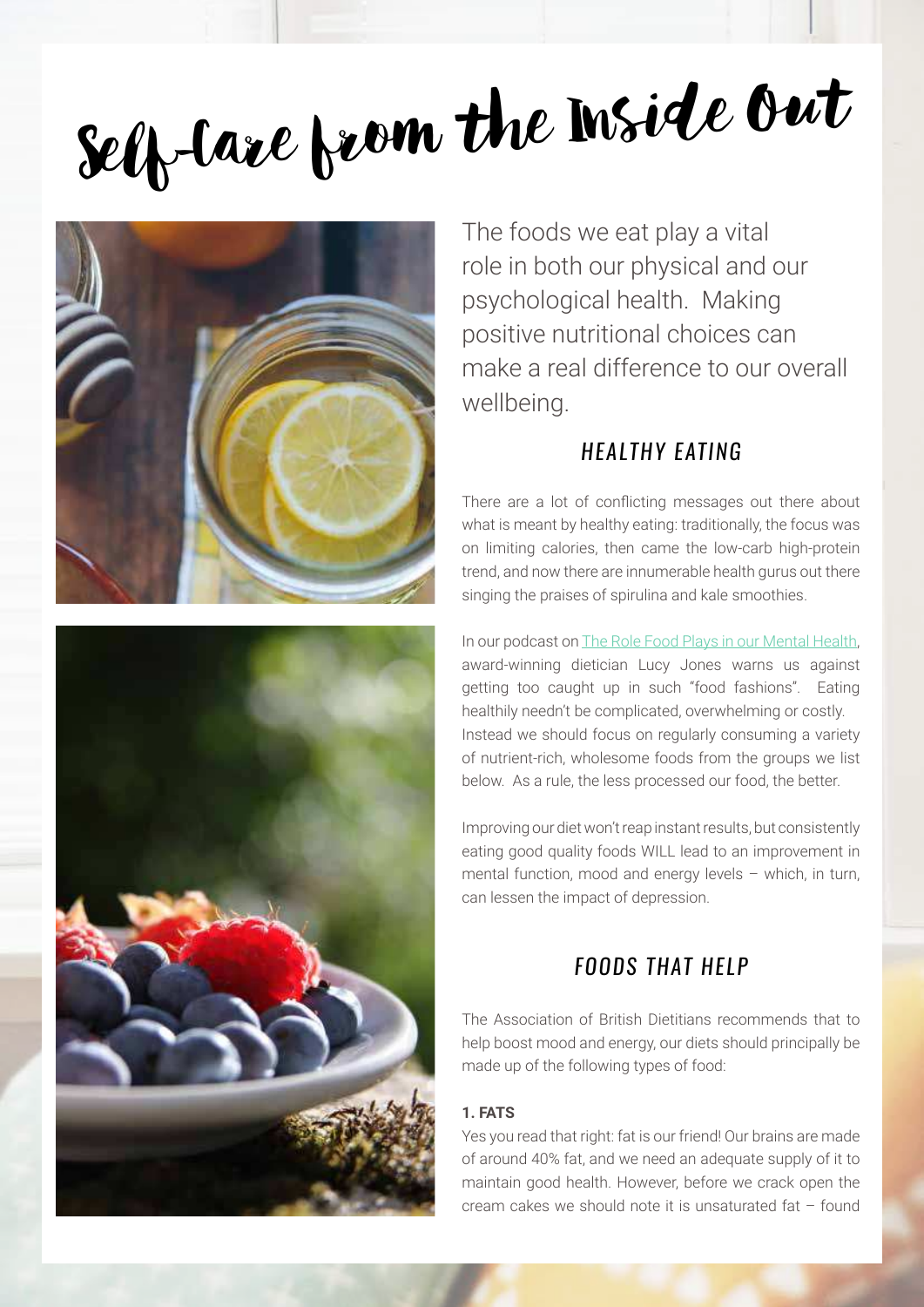# Self-Care from the Inside Out

The foods we eat play a vital role in both our physical and our psychological health. Making positive nutritional choices can make a real difference to our overall wellbeing.

## *HEALTHY EATING*

There are a lot of conflicting messages out there about what is meant by healthy eating: traditionally, the focus was on limiting calories, then came the low-carb high-protein trend, and now there are innumerable health gurus out there singing the praises of spirulina and kale smoothies.

In our podcast on The Role Food Plays in our Mental Health, award-winning dietician Lucy Jones warns us against getting too caught up in such "food fashions". Eating healthily needn't be complicated, overwhelming or costly. Instead we should focus on regularly consuming a variety of nutrient-rich, wholesome foods from the groups we list below. As a rule, the less processed our food, the better.

Improving our diet won't reap instant results, but consistently eating good quality foods WILL lead to an improvement in mental function, mood and energy levels – which, in turn, can lessen the impact of depression.

## *FOODS THAT HELP*

The Association of British Dietitians recommends that to help boost mood and energy, our diets should principally be made up of the following types of food:

**1. FATS**

Yes you read that right: fat is our friend! Our brains are made of around 40% fat, and we need an adequate supply of it to maintain good health. However, before we crack open the cream cakes we should note it is unsaturated fat – found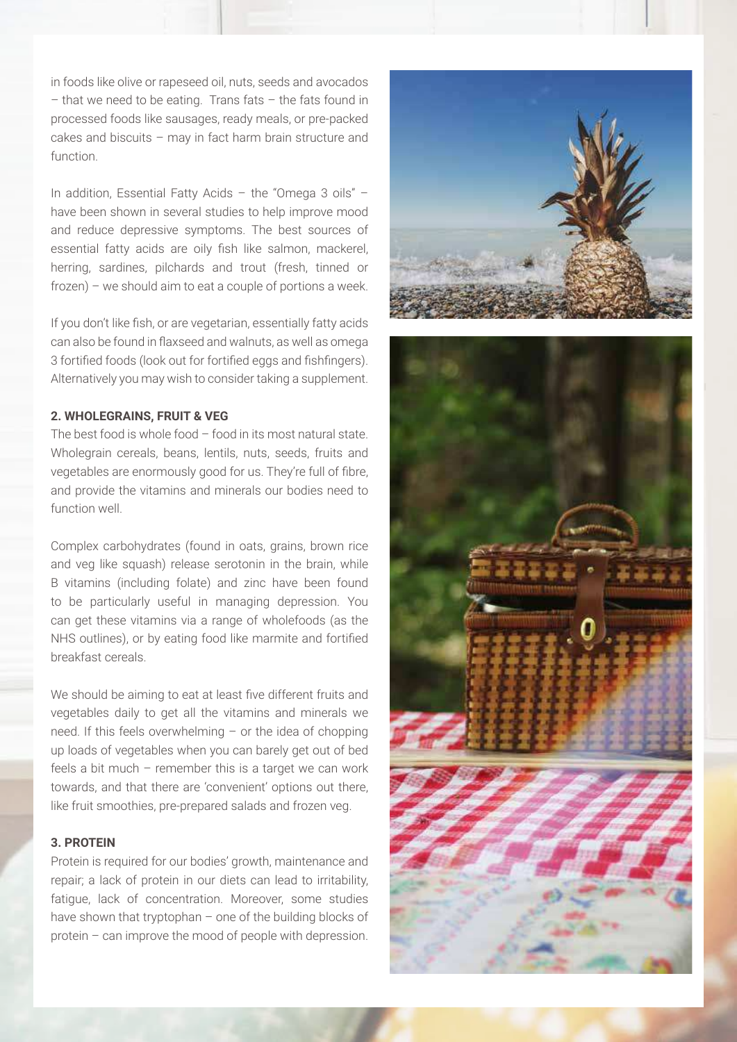in foods like olive or rapeseed oil, nuts, seeds and avocados – that we need to be eating. Trans fats – the fats found in processed foods like sausages, ready meals, or pre-packed cakes and biscuits – may in fact harm brain structure and function.

In addition, Essential Fatty Acids – the "Omega 3 oils" – have been shown in several studies to help improve mood and reduce depressive symptoms. The best sources of essential fatty acids are oily fish like salmon, mackerel, herring, sardines, pilchards and trout (fresh, tinned or frozen) – we should aim to eat a couple of portions a week.

If you don't like fish, or are vegetarian, essentially fatty acids can also be found in flaxseed and walnuts, as well as omega 3 fortified foods (look out for fortified eggs and fishfingers). Alternatively you may wish to consider taking a supplement.

**2. WHOLEGRAINS, FRUIT & VEG**

The best food is whole food – food in its most natural state. Wholegrain cereals, beans, lentils, nuts, seeds, fruits and vegetables are enormously good for us. They're full of fibre, and provide the vitamins and minerals our bodies need to function well.

Complex carbohydrates (found in oats, grains, brown rice and veg like squash) release serotonin in the brain, while B vitamins (including folate) and zinc have been found to be particularly useful in managing depression. You can get these vitamins via a range of wholefoods (as the NHS outlines), or by eating food like marmite and fortified breakfast cereals.

We should be aiming to eat at least five different fruits and vegetables daily to get all the vitamins and minerals we need. If this feels overwhelming – or the idea of chopping up loads of vegetables when you can barely get out of bed feels a bit much – remember this is a target we can work towards, and that there are 'convenient' options out there, like fruit smoothies, pre-prepared salads and frozen veg.

**3. PROTEIN**

Protein is required for our bodies' growth, maintenance and repair; a lack of protein in our diets can lead to irritability, fatigue, lack of concentration. Moreover, some studies have shown that tryptophan – one of the building blocks of protein – can improve the mood of people with depression.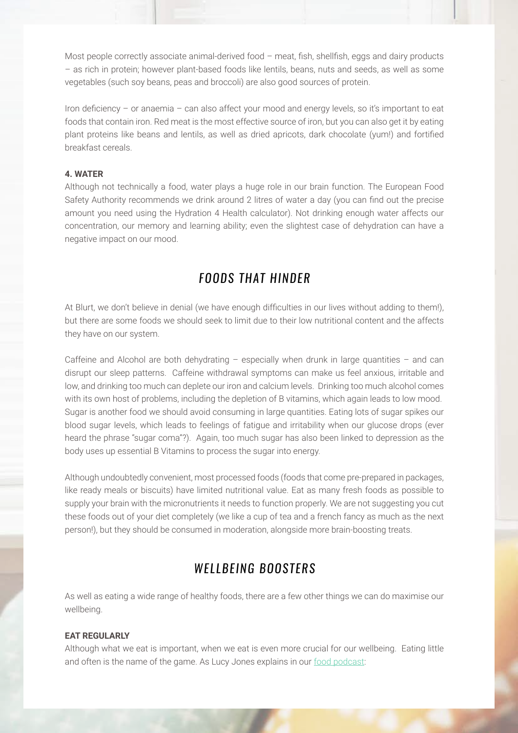Most people correctly associate animal-derived food – meat, fish, shellfish, eggs and dairy products – as rich in protein; however plant-based foods like lentils, beans, nuts and seeds, as well as some vegetables (such soy beans, peas and broccoli) are also good sources of protein.

Iron deficiency – or anaemia – can also affect your mood and energy levels, so it's important to eat foods that contain iron. Red meat is the most effective source of iron, but you can also get it by eating plant proteins like beans and lentils, as well as dried apricots, dark chocolate (yum!) and fortified breakfast cereals.

**4. WATER**

Although not technically a food, water plays a huge role in our brain function. The European Food Safety Authority recommends we drink around 2 litres of water a day (you can find out the precise amount you need using the Hydration 4 Health calculator). Not drinking enough water affects our concentration, our memory and learning ability; even the slightest case of dehydration can have a negative impact on our mood.

## *FOODS THAT HINDER*

At Blurt, we don't believe in denial (we have enough difficulties in our lives without adding to them!), but there are some foods we should seek to limit due to their low nutritional content and the affects they have on our system.

Caffeine and Alcohol are both dehydrating – especially when drunk in large quantities – and can disrupt our sleep patterns. Caffeine withdrawal symptoms can make us feel anxious, irritable and low, and drinking too much can deplete our iron and calcium levels. Drinking too much alcohol comes with its own host of problems, including the depletion of B vitamins, which again leads to low mood. Sugar is another food we should avoid consuming in large quantities. Eating lots of sugar spikes our blood sugar levels, which leads to feelings of fatigue and irritability when our glucose drops (ever heard the phrase "sugar coma"?). Again, too much sugar has also been linked to depression as the body uses up essential B Vitamins to process the sugar into energy.

Although undoubtedly convenient, most processed foods (foods that come pre-prepared in packages, like ready meals or biscuits) have limited nutritional value. Eat as many fresh foods as possible to supply your brain with the micronutrients it needs to function properly. We are not suggesting you cut these foods out of your diet completely (we like a cup of tea and a french fancy as much as the next person!), but they should be consumed in moderation, alongside more brain-boosting treats.

## *WELLBEING BOOSTERS*

As well as eating a wide range of healthy foods, there are a few other things we can do maximise our wellbeing.

**EAT REGULARLY**

Although what we eat is important, when we eat is even more crucial for our wellbeing. Eating little and often is the name of the game. As Lucy Jones explains in our food podcast: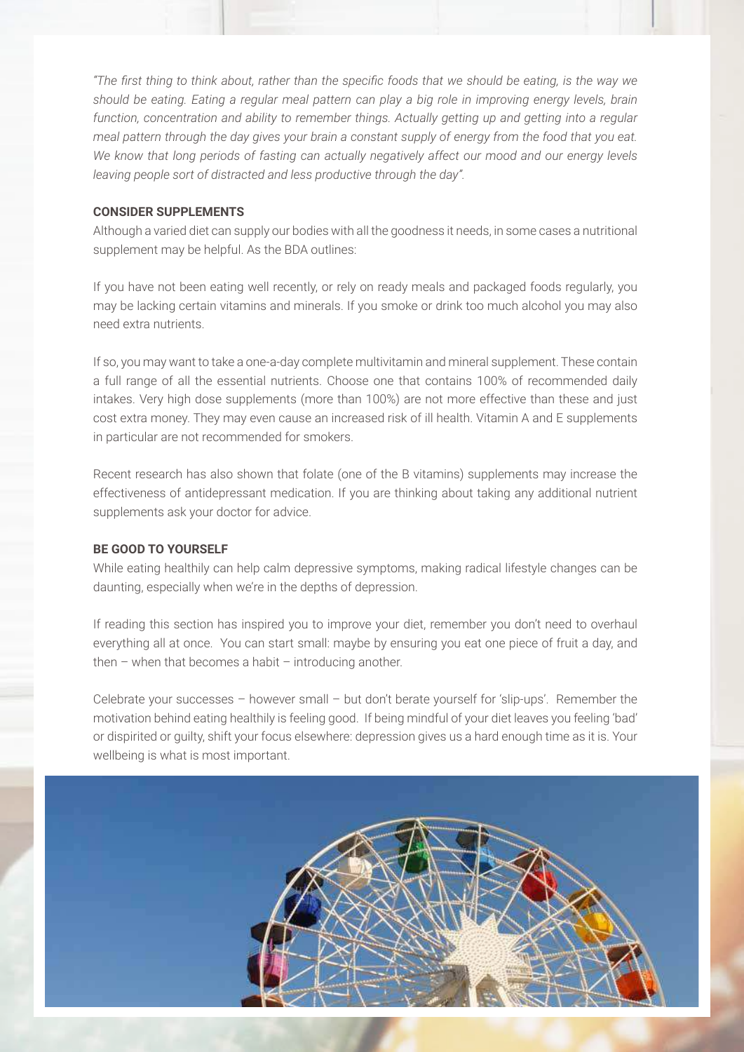*"The first thing to think about, rather than the specific foods that we should be eating, is the way we should be eating. Eating a regular meal pattern can play a big role in improving energy levels, brain function, concentration and ability to remember things. Actually getting up and getting into a regular meal pattern through the day gives your brain a constant supply of energy from the food that you eat. We know that long periods of fasting can actually negatively affect our mood and our energy levels leaving people sort of distracted and less productive through the day".*

**CONSIDER SUPPLEMENTS**

Although a varied diet can supply our bodies with all the goodness it needs, in some cases a nutritional supplement may be helpful. As the BDA outlines:

If you have not been eating well recently, or rely on ready meals and packaged foods regularly, you may be lacking certain vitamins and minerals. If you smoke or drink too much alcohol you may also need extra nutrients.

If so, you may want to take a one-a-day complete multivitamin and mineral supplement. These contain a full range of all the essential nutrients. Choose one that contains 100% of recommended daily intakes. Very high dose supplements (more than 100%) are not more effective than these and just cost extra money. They may even cause an increased risk of ill health. Vitamin A and E supplements in particular are not recommended for smokers.

Recent research has also shown that folate (one of the B vitamins) supplements may increase the effectiveness of antidepressant medication. If you are thinking about taking any additional nutrient supplements ask your doctor for advice.

**BE GOOD TO YOURSELF**

While eating healthily can help calm depressive symptoms, making radical lifestyle changes can be daunting, especially when we're in the depths of depression.

If reading this section has inspired you to improve your diet, remember you don't need to overhaul everything all at once. You can start small: maybe by ensuring you eat one piece of fruit a day, and then – when that becomes a habit – introducing another.

Celebrate your successes – however small – but don't berate yourself for 'slip-ups'. Remember the motivation behind eating healthily is feeling good. If being mindful of your diet leaves you feeling 'bad' or dispirited or guilty, shift your focus elsewhere: depression gives us a hard enough time as it is. Your wellbeing is what is most important.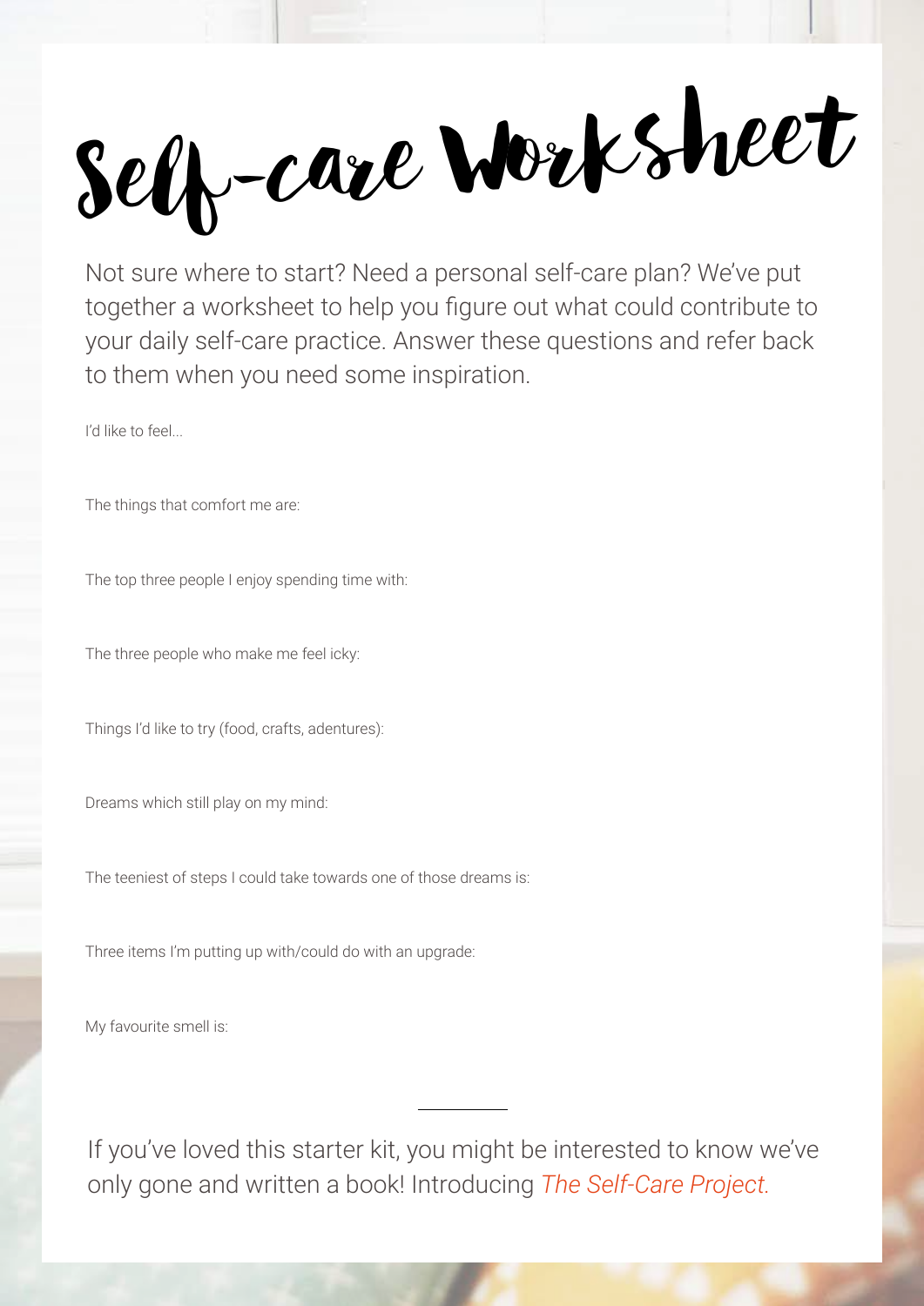# Self-care Worksheet

Not sure where to start? Need a personal self-care plan? We've put together a worksheet to help you figure out what could contribute to your daily self-care practice. Answer these questions and refer back to them when you need some inspiration.

I'd like to feel...

The things that comfort me are:

The top three people I enjoy spending time with:

The three people who make me feel icky:

Things I'd like to try (food, crafts, adentures):

Dreams which still play on my mind:

The teeniest of steps I could take towards one of those dreams is:

Three items I'm putting up with/could do with an upgrade:

My favourite smell is:

---

If you've loved this starter kit, you might be interested to know we've only gone and written a book! Introducing *The Self-Care Project.*